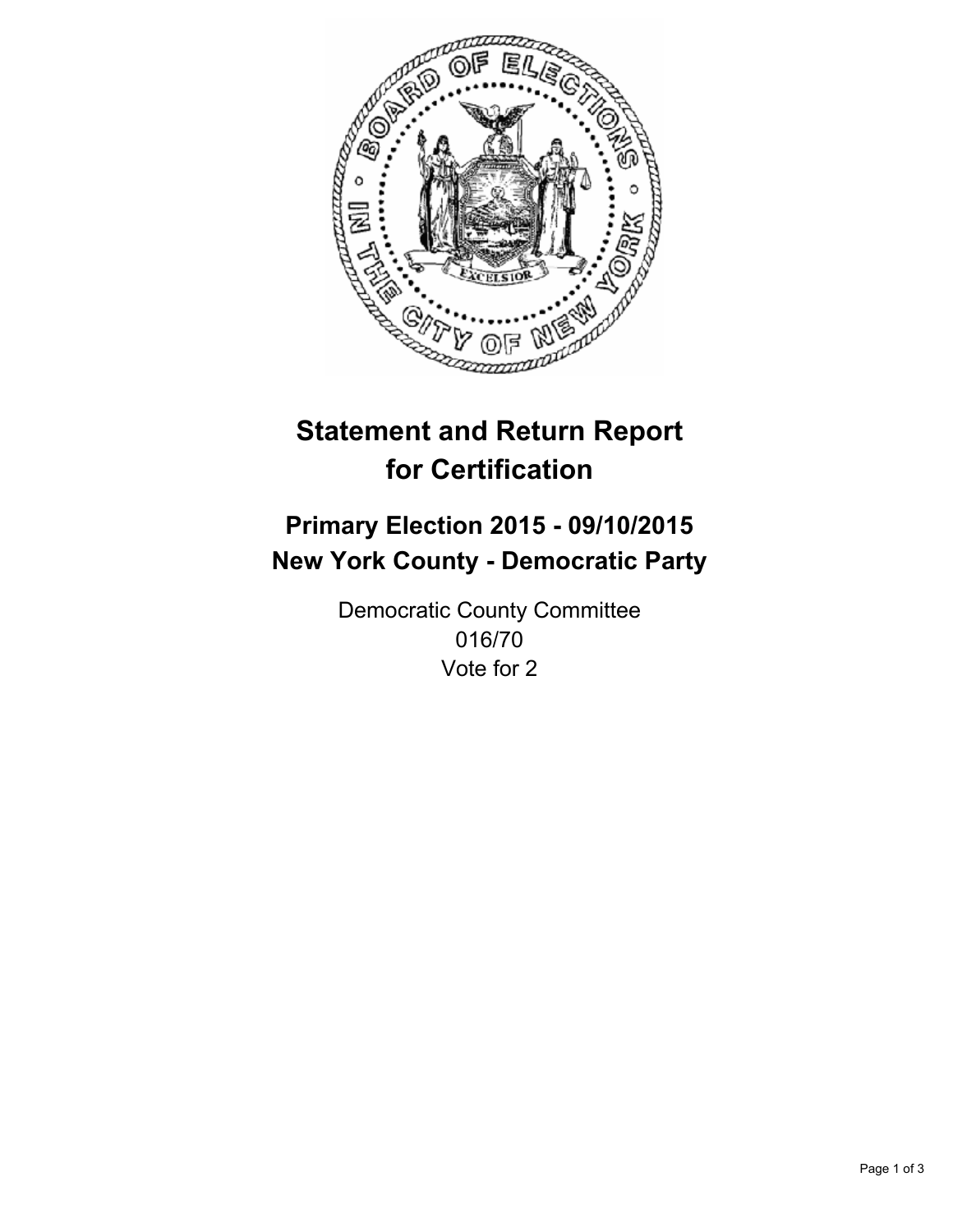# Statement and Return Report for Certification

## Primary Election 2015 - 09/10/2015
## New York County - Democratic Party

Democratic County Committee
016/70
Vote for 2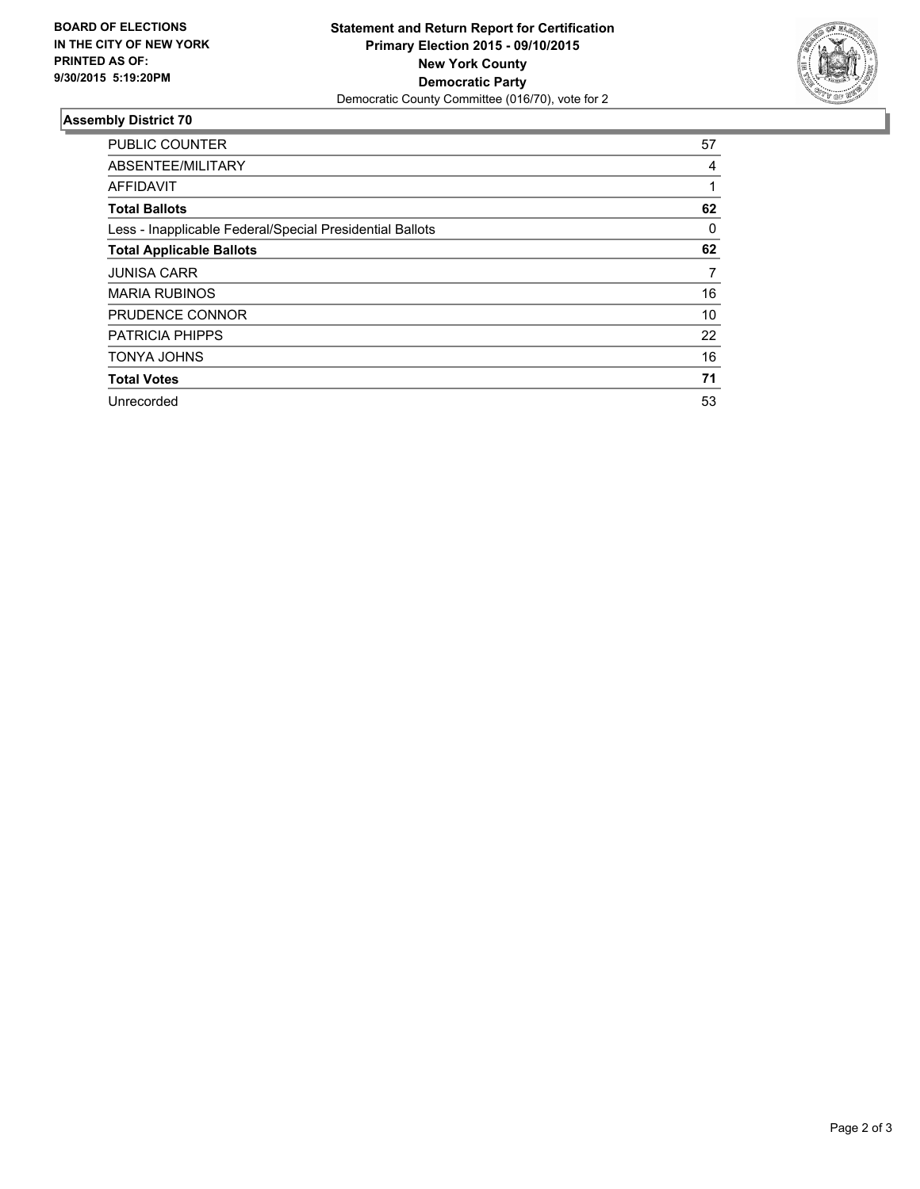**BOARD OF ELECTIONS IN THE CITY OF NEW YORK PRINTED AS OF: 9/30/2015 5:19:20PM**

**Statement and Return Report for Certification**
**Primary Election 2015 - 09/10/2015**
**New York County**
**Democratic Party**
Democratic County Committee (016/70), vote for 2

## Assembly District 70

| | |
|---|---|
| PUBLIC COUNTER | 57 |
| ABSENTEE/MILITARY | 4 |
| AFFIDAVIT | 1 |
| **Total Ballots** | **62** |
| Less - Inapplicable Federal/Special Presidential Ballots | 0 |
| **Total Applicable Ballots** | **62** |
| JUNISA CARR | 7 |
| MARIA RUBINOS | 16 |
| PRUDENCE CONNOR | 10 |
| PATRICIA PHIPPS | 22 |
| TONYA JOHNS | 16 |
| **Total Votes** | **71** |
| Unrecorded | 53 |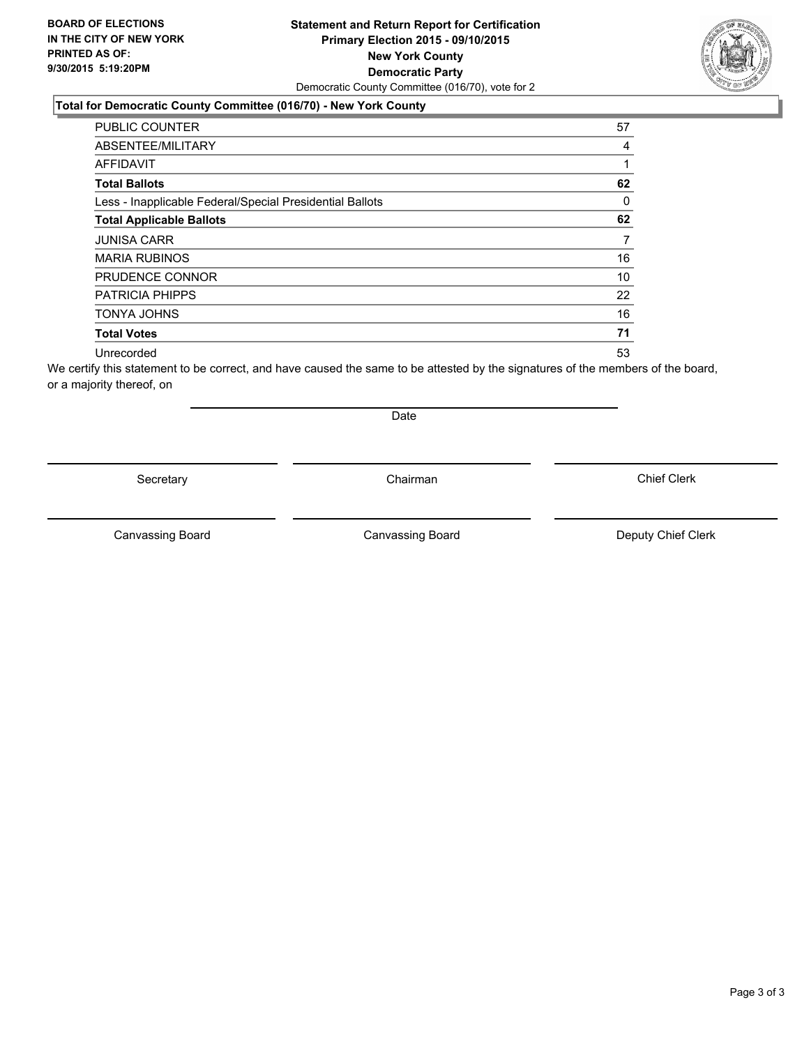**BOARD OF ELECTIONS IN THE CITY OF NEW YORK PRINTED AS OF: 9/30/2015 5:19:20PM**

**Statement and Return Report for Certification**
**Primary Election 2015 - 09/10/2015**
**New York County**
**Democratic Party**
Democratic County Committee (016/70), vote for 2

**Total for Democratic County Committee (016/70) - New York County**

| | |
|---|---|
| PUBLIC COUNTER | 57 |
| ABSENTEE/MILITARY | 4 |
| AFFIDAVIT | 1 |
| **Total Ballots** | **62** |
| Less - Inapplicable Federal/Special Presidential Ballots | 0 |
| **Total Applicable Ballots** | **62** |
| JUNISA CARR | 7 |
| MARIA RUBINOS | 16 |
| PRUDENCE CONNOR | 10 |
| PATRICIA PHIPPS | 22 |
| TONYA JOHNS | 16 |
| **Total Votes** | **71** |
| Unrecorded | 53 |

We certify this statement to be correct, and have caused the same to be attested by the signatures of the members of the board, or a majority thereof, on

Date

Secretary

Chairman

Chief Clerk

Canvassing Board

Canvassing Board

Deputy Chief Clerk